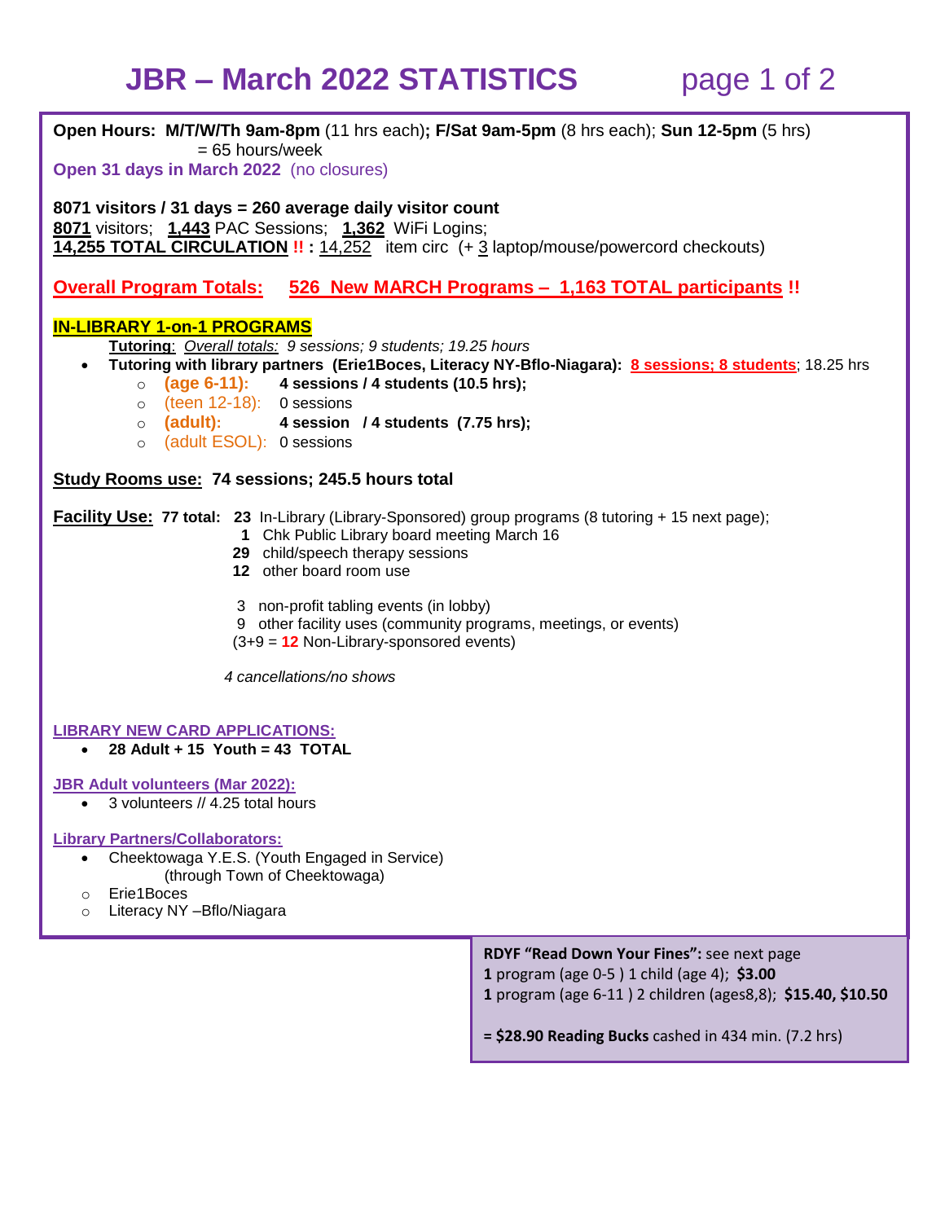# JBR – March 2022 STATISTICS

**Open Hours: M/T/W/Th 9am-8pm** (11 hrs each)**; F/Sat 9am-5pm** (8 hrs each); **Sun 12-5pm** (5 hrs)
= 65 hours/week

**Open 31 days in March 2022** (no closures)

**8071 visitors / 31 days = 260 average daily visitor count**
**8071** visitors; **1,443** PAC Sessions; **1,362** WiFi Logins;
**14,255 TOTAL CIRCULATION !! :** 14,252 item circ (+ 3 laptop/mouse/powercord checkouts)

**Overall Program Totals: 526 New MARCH Programs – 1,163 TOTAL participants !!**

## IN-LIBRARY 1-on-1 PROGRAMS

**Tutoring**: *Overall totals: 9 sessions; 9 students; 19.25 hours*

- **Tutoring with library partners (Erie1Boces, Literacy NY-Bflo-Niagara): 8 sessions; 8 students**; 18.25 hrs
  - **(age 6-11): 4 sessions / 4 students (10.5 hrs);**
  - (teen 12-18): 0 sessions
  - **(adult): 4 session / 4 students (7.75 hrs);**
  - (adult ESOL): 0 sessions

**Study Rooms use: 74 sessions; 245.5 hours total**

**Facility Use: 77 total:**
- **23** In-Library (Library-Sponsored) group programs (8 tutoring + 15 next page);
- **1** Chk Public Library board meeting March 16
- **29** child/speech therapy sessions
- **12** other board room use

- 3 non-profit tabling events (in lobby)
- 9 other facility uses (community programs, meetings, or events)

(3+9 = **12** Non-Library-sponsored events)

*4 cancellations/no shows*

**LIBRARY NEW CARD APPLICATIONS:**
- **28 Adult + 15 Youth = 43 TOTAL**

**JBR Adult volunteers (Mar 2022):**
- 3 volunteers // 4.25 total hours

**Library Partners/Collaborators:**
- Cheektowaga Y.E.S. (Youth Engaged in Service) (through Town of Cheektowaga)
  - Erie1Boces
  - Literacy NY –Bflo/Niagara

**RDYF "Read Down Your Fines":** see next page
**1** program (age 0-5 ) 1 child (age 4); **$3.00**
**1** program (age 6-11 ) 2 children (ages8,8); **$15.40, $10.50**

**= $28.90 Reading Bucks** cashed in 434 min. (7.2 hrs)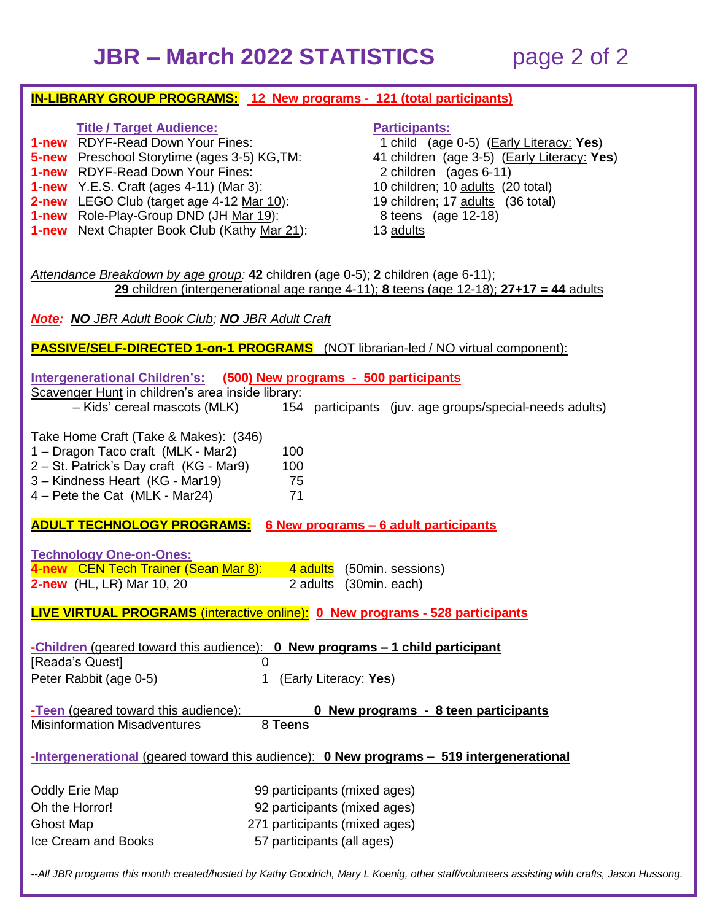# JBR – March 2022 STATISTICS

**IN-LIBRARY GROUP PROGRAMS:** **12 New programs - 121 (total participants)**

| Title / Target Audience: | Participants: |
|---|---|
| **1-new** RDYF-Read Down Your Fines: | 1 child (age 0-5) (Early Literacy: **Yes**) |
| **5-new** Preschool Storytime (ages 3-5) KG,TM: | 41 children (age 3-5) (Early Literacy: **Yes**) |
| **1-new** RDYF-Read Down Your Fines: | 2 children (ages 6-11) |
| **1-new** Y.E.S. Craft (ages 4-11) (Mar 3): | 10 children; 10 adults (20 total) |
| **2-new** LEGO Club (target age 4-12 Mar 10): | 19 children; 17 adults (36 total) |
| **1-new** Role-Play-Group DND (JH Mar 19): | 8 teens (age 12-18) |
| **1-new** Next Chapter Book Club (Kathy Mar 21): | 13 adults |

*Attendance Breakdown by age group:* **42** children (age 0-5); **2** children (age 6-11); **29** children (intergenerational age range 4-11); **8** teens (age 12-18); **27+17 = 44** adults

***Note:*** ***NO** JBR Adult Book Club; **NO** JBR Adult Craft*

**PASSIVE/SELF-DIRECTED 1-on-1 PROGRAMS** (NOT librarian-led / NO virtual component):

**Intergenerational Children's:** **(500) New programs - 500 participants**

Scavenger Hunt in children's area inside library:

– Kids' cereal mascots (MLK) 154 participants (juv. age groups/special-needs adults)

Take Home Craft (Take & Makes): (346)

| | |
|---|---|
| 1 – Dragon Taco craft (MLK - Mar2) | 100 |
| 2 – St. Patrick's Day craft (KG - Mar9) | 100 |
| 3 – Kindness Heart (KG - Mar19) | 75 |
| 4 – Pete the Cat (MLK - Mar24) | 71 |

**ADULT TECHNOLOGY PROGRAMS:** **6 New programs – 6 adult participants**

**Technology One-on-Ones:**

| | | |
|---|---|---|
| **4-new** CEN Tech Trainer (Sean Mar 8): | 4 adults | (50min. sessions) |
| **2-new** (HL, LR) Mar 10, 20 | 2 adults | (30min. each) |

**LIVE VIRTUAL PROGRAMS** (interactive online): **0 New programs - 528 participants**

**-Children** (geared toward this audience): **0 New programs – 1 child participant**

| | |
|---|---|
| [Reada's Quest] | 0 |
| Peter Rabbit (age 0-5) | 1 (Early Literacy: **Yes**) |

**-Teen** (geared toward this audience): **0 New programs - 8 teen participants**

Misinformation Misadventures 8 **Teens**

**-Intergenerational** (geared toward this audience): **0 New programs – 519 intergenerational**

| | |
|---|---|
| Oddly Erie Map | 99 participants (mixed ages) |
| Oh the Horror! | 92 participants (mixed ages) |
| Ghost Map | 271 participants (mixed ages) |
| Ice Cream and Books | 57 participants (all ages) |

*--All JBR programs this month created/hosted by Kathy Goodrich, Mary L Koenig, other staff/volunteers assisting with crafts, Jason Hussong.*